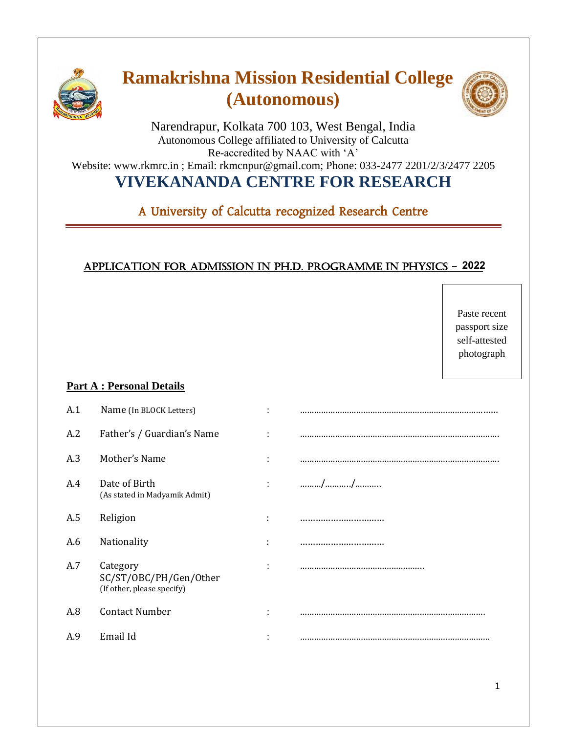# Ramakrishna Mission Residential College (Autonomous)

Narendrapur, Kolkata 700 103, West Bengal, India
Autonomous College affiliated to University of Calcutta
Re-accredited by NAAC with 'A'
Website: www.rkmrc.in ; Email: rkmcnpur@gmail.com; Phone: 033-2477 2201/2/3/2477 2205

# VIVEKANANDA CENTRE FOR RESEARCH

A University of Calcutta recognized Research Centre

## APPLICATION FOR ADMISSION IN PH.D. PROGRAMME IN PHYSICS – 2022

Paste recent passport size self-attested photograph

**Part A : Personal Details**

| | | | |
|---|---|---|---|
| A.1 | Name (In BLOCK Letters) | : | ………………………………………………………………………. |
| A.2 | Father's / Guardian's Name | : | ………………………………………………………………………. |
| A.3 | Mother's Name | : | ………………………………………………………………………. |
| A.4 | Date of Birth (As stated in Madyamik Admit) | : | ………/………./………. |
| A.5 | Religion | : | …………………………… |
| A.6 | Nationality | : | …………………………… |
| A.7 | Category SC/ST/OBC/PH/Gen/Other (If other, please specify) | : | …………………………………………….. |
| A.8 | Contact Number | : | ……………………………………………………………………. |
| A.9 | Email Id | : | ……………………………………………………………………… |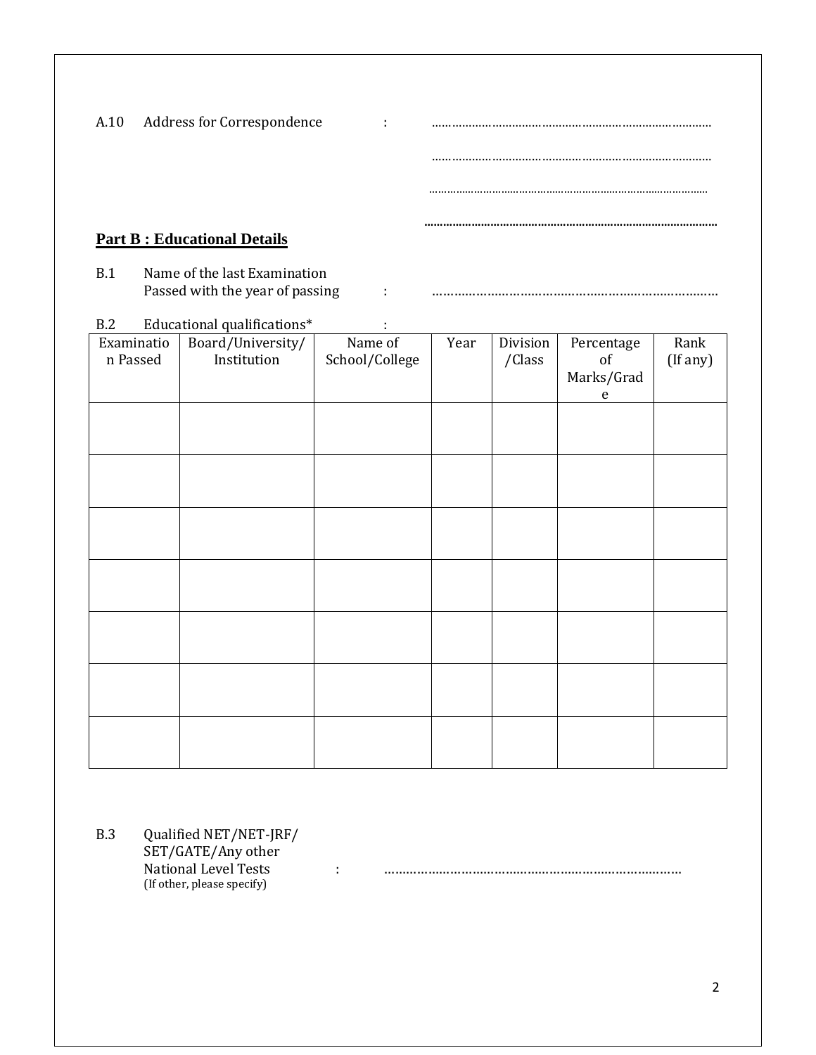A.10 Address for Correspondence : ……………………………………………………………………

……………………………………………………………………

……………………………………………………………………

……………………………………………………………………

## Part B : Educational Details

B.1 Name of the last Examination Passed with the year of passing : ……………………………………………………………………

B.2 Educational qualifications* :

| Examination Passed | Board/University/ Institution | Name of School/College | Year | Division /Class | Percentage of Marks/Grade | Rank (If any) |
|---|---|---|---|---|---|---|
| | | | | | | |
| | | | | | | |
| | | | | | | |
| | | | | | | |
| | | | | | | |
| | | | | | | |
| | | | | | | |

B.3 Qualified NET/NET-JRF/ SET/GATE/Any other National Level Tests : ……………………………………………………………………
(If other, please specify)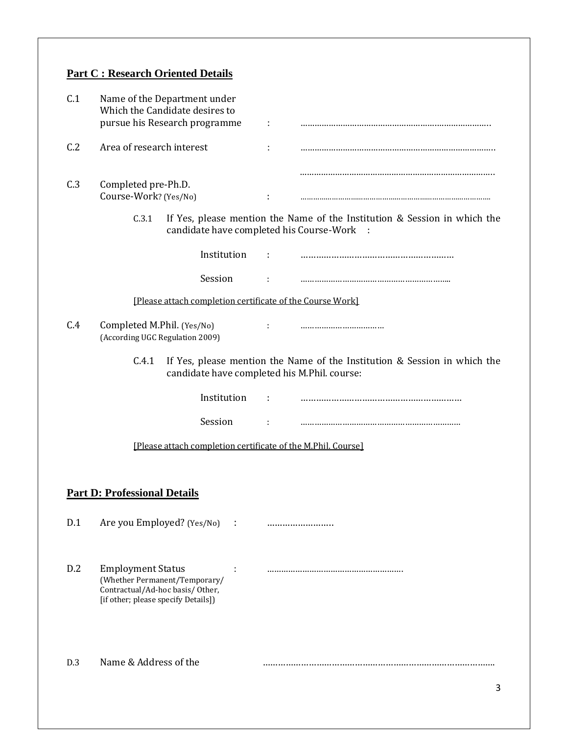## Part C : Research Oriented Details

C.1 Name of the Department under Which the Candidate desires to pursue his Research programme : ..........................................................................

C.2 Area of research interest : ..........................................................................

..........................................................................

C.3 Completed pre-Ph.D. Course-Work? (Yes/No) : ..........................................................................

C.3.1 If Yes, please mention the Name of the Institution & Session in which the candidate have completed his Course-Work :

Institution : ..........................................................

Session : ..........................................................

[Please attach completion certificate of the Course Work]

C.4 Completed M.Phil. (Yes/No) (According UGC Regulation 2009) : ...................................

C.4.1 If Yes, please mention the Name of the Institution & Session in which the candidate have completed his M.Phil. course:

Institution : ..........................................................

Session : ..........................................................

[Please attach completion certificate of the M.Phil. Course]

## Part D: Professional Details

D.1 Are you Employed? (Yes/No) : ..........................

D.2 Employment Status (Whether Permanent/Temporary/ Contractual/Ad-hoc basis/ Other, [if other; please specify Details]) : ..........................................................

D.3 Name & Address of the ..........................................................................................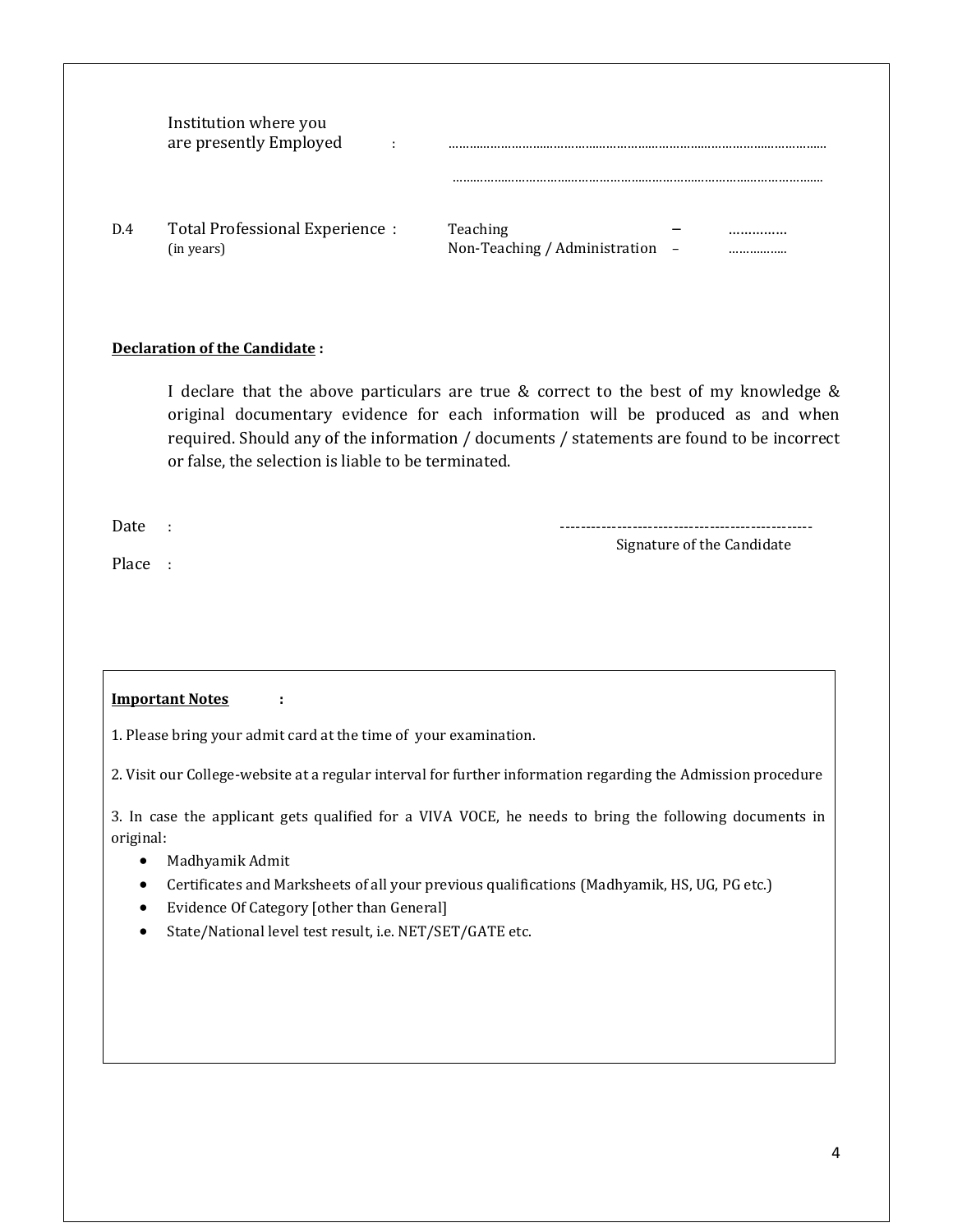Institution where you are presently Employed : ……………………………………………………………………………………………

……………………………………………………………………………………………

D.4 Total Professional Experience : (in years)

Teaching – ……………

Non-Teaching / Administration – ……………

**Declaration of the Candidate :**

I declare that the above particulars are true & correct to the best of my knowledge & original documentary evidence for each information will be produced as and when required. Should any of the information / documents / statements are found to be incorrect or false, the selection is liable to be terminated.

Date :

Place :

-------------------------------------------------

Signature of the Candidate

**Important Notes :**

1. Please bring your admit card at the time of your examination.

2. Visit our College-website at a regular interval for further information regarding the Admission procedure

3. In case the applicant gets qualified for a VIVA VOCE, he needs to bring the following documents in original:

- Madhyamik Admit
- Certificates and Marksheets of all your previous qualifications (Madhyamik, HS, UG, PG etc.)
- Evidence Of Category [other than General]
- State/National level test result, i.e. NET/SET/GATE etc.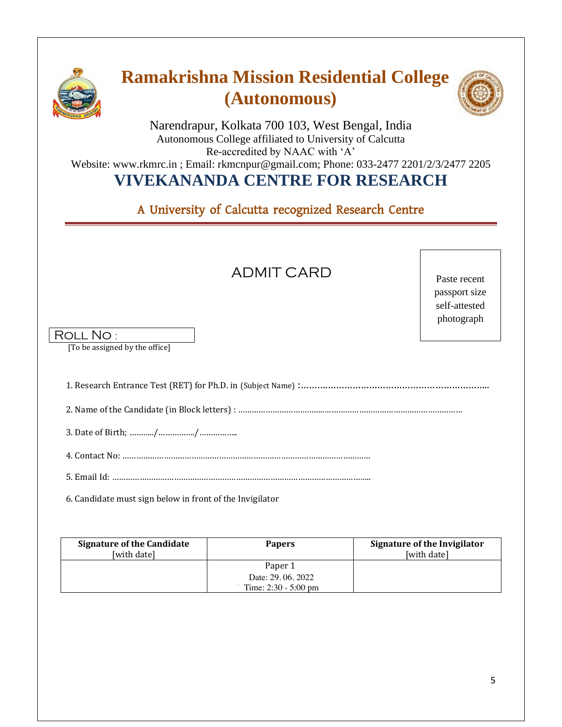# Ramakrishna Mission Residential College (Autonomous)

Narendrapur, Kolkata 700 103, West Bengal, India

Autonomous College affiliated to University of Calcutta

Re-accredited by NAAC with 'A'

Website: www.rkmrc.in ; Email: rkmcnpur@gmail.com; Phone: 033-2477 2201/2/3/2477 2205

## VIVEKANANDA CENTRE FOR RESEARCH

A University of Calcutta recognized Research Centre

---

## ADMIT CARD

Paste recent passport size self-attested photograph

ROLL NO :

[To be assigned by the office]

1. Research Entrance Test (RET) for Ph.D. in (Subject Name) :……………………………………………………………..

2. Name of the Candidate (in Block letters) : …………………………………………………………………………………

3. Date of Birth; ………../……………/……………..

4. Contact No: ………………………………………………………………………………………

5. Email Id: ………………………………………………………………………………………..

6. Candidate must sign below in front of the Invigilator

| **Signature of the Candidate** [with date] | **Papers** | **Signature of the Invigilator** [with date] |
|---|---|---|
| | Paper 1<br>Date: 29. 06. 2022<br>Time: 2:30 - 5:00 pm | |